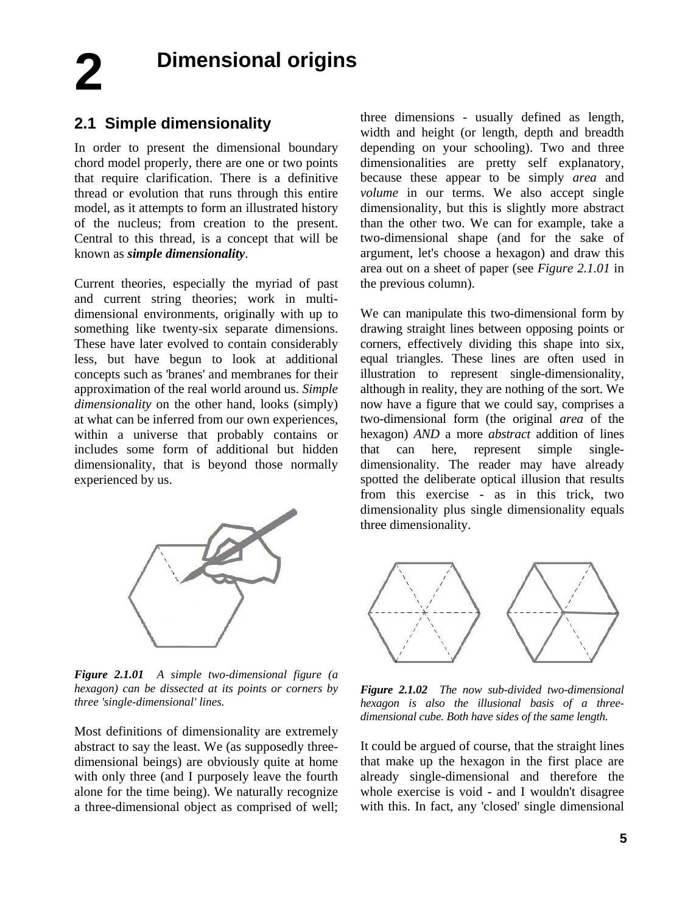# 2 Dimensional origins

## 2.1 Simple dimensionality

In order to present the dimensional boundary chord model properly, there are one or two points that require clarification. There is a definitive thread or evolution that runs through this entire model, as it attempts to form an illustrated history of the nucleus; from creation to the present. Central to this thread, is a concept that will be known as ***simple dimensionality***.

Current theories, especially the myriad of past and current string theories; work in multi-dimensional environments, originally with up to something like twenty-six separate dimensions. These have later evolved to contain considerably less, but have begun to look at additional concepts such as 'branes' and membranes for their approximation of the real world around us. *Simple dimensionality* on the other hand, looks (simply) at what can be inferred from our own experiences, within a universe that probably contains or includes some form of additional but hidden dimensionality, that is beyond those normally experienced by us.

***Figure 2.1.01*** *A simple two-dimensional figure (a hexagon) can be dissected at its points or corners by three 'single-dimensional' lines.*

Most definitions of dimensionality are extremely abstract to say the least. We (as supposedly three-dimensional beings) are obviously quite at home with only three (and I purposely leave the fourth alone for the time being). We naturally recognize a three-dimensional object as comprised of well; three dimensions - usually defined as length, width and height (or length, depth and breadth depending on your schooling). Two and three dimensionalities are pretty self explanatory, because these appear to be simply *area* and *volume* in our terms. We also accept single dimensionality, but this is slightly more abstract than the other two. We can for example, take a two-dimensional shape (and for the sake of argument, let's choose a hexagon) and draw this area out on a sheet of paper (see *Figure 2.1.01* in the previous column).

We can manipulate this two-dimensional form by drawing straight lines between opposing points or corners, effectively dividing this shape into six, equal triangles. These lines are often used in illustration to represent single-dimensionality, although in reality, they are nothing of the sort. We now have a figure that we could say, comprises a two-dimensional form (the original *area* of the hexagon) *AND* a more *abstract* addition of lines that can here, represent simple single-dimensionality. The reader may have already spotted the deliberate optical illusion that results from this exercise - as in this trick, two dimensionality plus single dimensionality equals three dimensionality.

***Figure 2.1.02*** *The now sub-divided two-dimensional hexagon is also the illusional basis of a three-dimensional cube. Both have sides of the same length.*

It could be argued of course, that the straight lines that make up the hexagon in the first place are already single-dimensional and therefore the whole exercise is void - and I wouldn't disagree with this. In fact, any 'closed' single dimensional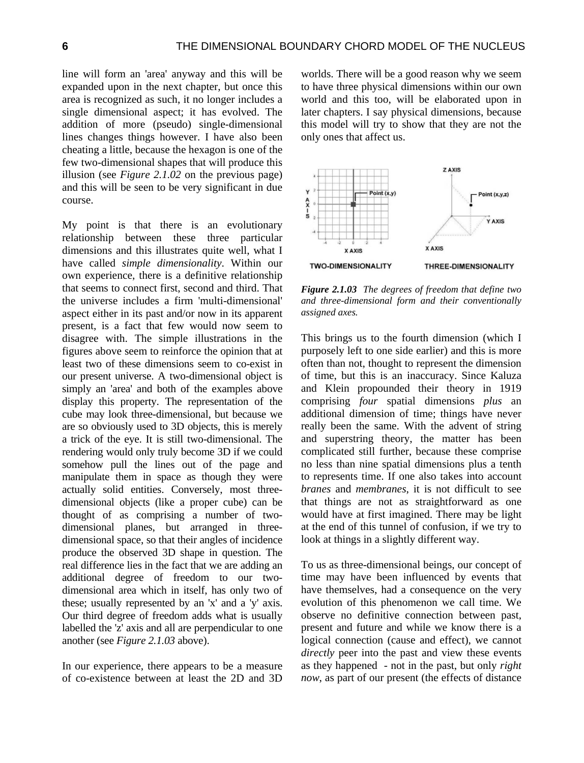line will form an 'area' anyway and this will be expanded upon in the next chapter, but once this area is recognized as such, it no longer includes a single dimensional aspect; it has evolved. The addition of more (pseudo) single-dimensional lines changes things however. I have also been cheating a little, because the hexagon is one of the few two-dimensional shapes that will produce this illusion (see *Figure 2.1.02* on the previous page) and this will be seen to be very significant in due course.

My point is that there is an evolutionary relationship between these three particular dimensions and this illustrates quite well, what I have called *simple dimensionality*. Within our own experience, there is a definitive relationship that seems to connect first, second and third. That the universe includes a firm 'multi-dimensional' aspect either in its past and/or now in its apparent present, is a fact that few would now seem to disagree with. The simple illustrations in the figures above seem to reinforce the opinion that at least two of these dimensions seem to co-exist in our present universe. A two-dimensional object is simply an 'area' and both of the examples above display this property. The representation of the cube may look three-dimensional, but because we are so obviously used to 3D objects, this is merely a trick of the eye. It is still two-dimensional. The rendering would only truly become 3D if we could somehow pull the lines out of the page and manipulate them in space as though they were actually solid entities. Conversely, most three-dimensional objects (like a proper cube) can be thought of as comprising a number of two-dimensional planes, but arranged in three-dimensional space, so that their angles of incidence produce the observed 3D shape in question. The real difference lies in the fact that we are adding an additional degree of freedom to our two-dimensional area which in itself, has only two of these; usually represented by an 'x' and a 'y' axis. Our third degree of freedom adds what is usually labelled the 'z' axis and all are perpendicular to one another (see *Figure 2.1.03* above).

In our experience, there appears to be a measure of co-existence between at least the 2D and 3D worlds. There will be a good reason why we seem to have three physical dimensions within our own world and this too, will be elaborated upon in later chapters. I say physical dimensions, because this model will try to show that they are not the only ones that affect us.

***Figure 2.1.03*** *The degrees of freedom that define two and three-dimensional form and their conventionally assigned axes.*

This brings us to the fourth dimension (which I purposely left to one side earlier) and this is more often than not, thought to represent the dimension of time, but this is an inaccuracy. Since Kaluza and Klein propounded their theory in 1919 comprising *four* spatial dimensions *plus* an additional dimension of time; things have never really been the same. With the advent of string and superstring theory, the matter has been complicated still further, because these comprise no less than nine spatial dimensions plus a tenth to represents time. If one also takes into account *branes* and *membranes*, it is not difficult to see that things are not as straightforward as one would have at first imagined. There may be light at the end of this tunnel of confusion, if we try to look at things in a slightly different way.

To us as three-dimensional beings, our concept of time may have been influenced by events that have themselves, had a consequence on the very evolution of this phenomenon we call time. We observe no definitive connection between past, present and future and while we know there is a logical connection (cause and effect), we cannot *directly* peer into the past and view these events as they happened - not in the past, but only *right now*, as part of our present (the effects of distance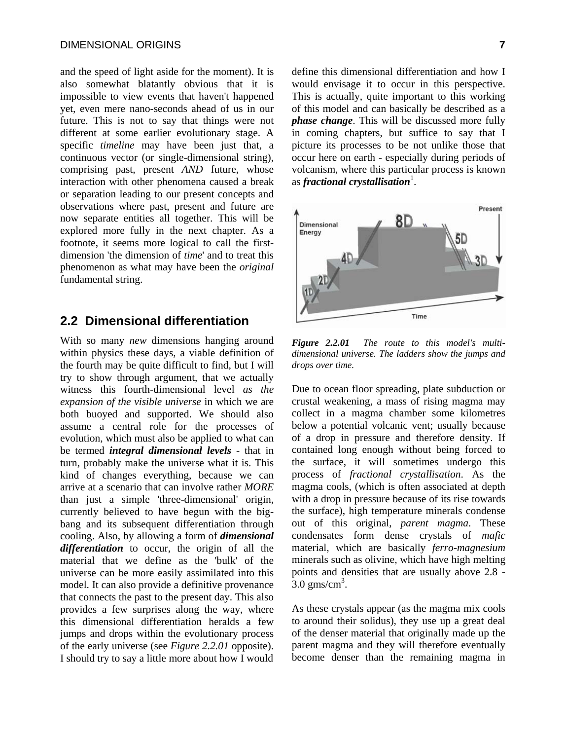and the speed of light aside for the moment). It is also somewhat blatantly obvious that it is impossible to view events that haven't happened yet, even mere nano-seconds ahead of us in our future. This is not to say that things were not different at some earlier evolutionary stage. A specific *timeline* may have been just that, a continuous vector (or single-dimensional string), comprising past, present *AND* future, whose interaction with other phenomena caused a break or separation leading to our present concepts and observations where past, present and future are now separate entities all together. This will be explored more fully in the next chapter. As a footnote, it seems more logical to call the first-dimension 'the dimension of *time*' and to treat this phenomenon as what may have been the *original* fundamental string.

## 2.2 Dimensional differentiation

With so many *new* dimensions hanging around within physics these days, a viable definition of the fourth may be quite difficult to find, but I will try to show through argument, that we actually witness this fourth-dimensional level *as the expansion of the visible universe* in which we are both buoyed and supported. We should also assume a central role for the processes of evolution, which must also be applied to what can be termed ***integral dimensional levels*** - that in turn, probably make the universe what it is. This kind of changes everything, because we can arrive at a scenario that can involve rather *MORE* than just a simple 'three-dimensional' origin, currently believed to have begun with the big-bang and its subsequent differentiation through cooling. Also, by allowing a form of ***dimensional differentiation*** to occur, the origin of all the material that we define as the 'bulk' of the universe can be more easily assimilated into this model. It can also provide a definitive provenance that connects the past to the present day. This also provides a few surprises along the way, where this dimensional differentiation heralds a few jumps and drops within the evolutionary process of the early universe (see *Figure 2.2.01* opposite). I should try to say a little more about how I would define this dimensional differentiation and how I would envisage it to occur in this perspective. This is actually, quite important to this working of this model and can basically be described as a ***phase change***. This will be discussed more fully in coming chapters, but suffice to say that I picture its processes to be not unlike those that occur here on earth - especially during periods of volcanism, where this particular process is known as ***fractional crystallisation***[1].

***Figure 2.2.01*** *The route to this model's multi-dimensional universe. The ladders show the jumps and drops over time.*

Due to ocean floor spreading, plate subduction or crustal weakening, a mass of rising magma may collect in a magma chamber some kilometres below a potential volcanic vent; usually because of a drop in pressure and therefore density. If contained long enough without being forced to the surface, it will sometimes undergo this process of *fractional crystallisation*. As the magma cools, (which is often associated at depth with a drop in pressure because of its rise towards the surface), high temperature minerals condense out of this original, *parent magma*. These condensates form dense crystals of *mafic* material, which are basically *ferro-magnesium* minerals such as olivine, which have high melting points and densities that are usually above 2.8 - 3.0 gms/cm$^3$.

As these crystals appear (as the magma mix cools to around their solidus), they use up a great deal of the denser material that originally made up the parent magma and they will therefore eventually become denser than the remaining magma in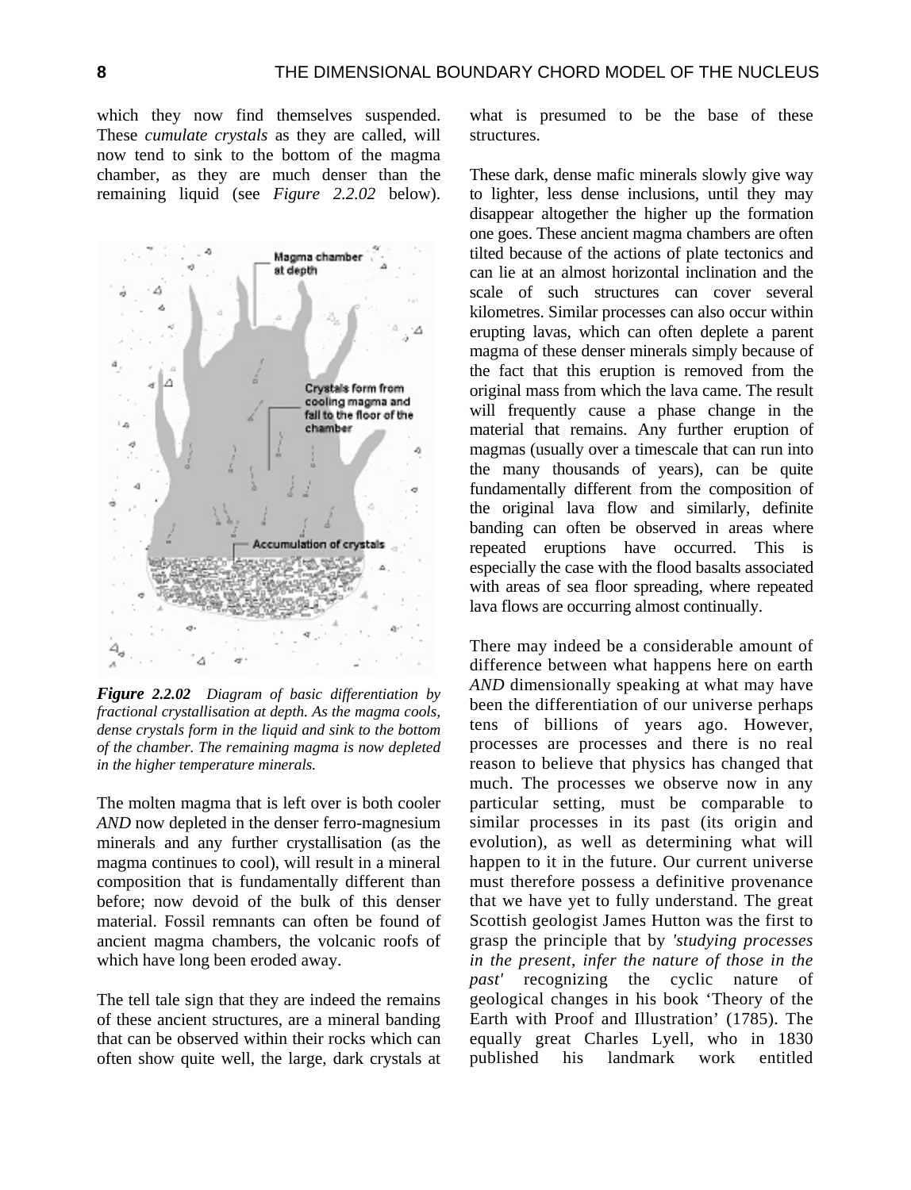which they now find themselves suspended. These *cumulate crystals* as they are called, will now tend to sink to the bottom of the magma chamber, as they are much denser than the remaining liquid (see *Figure 2.2.02* below).

***Figure 2.2.02*** *Diagram of basic differentiation by fractional crystallisation at depth. As the magma cools, dense crystals form in the liquid and sink to the bottom of the chamber. The remaining magma is now depleted in the higher temperature minerals.*

The molten magma that is left over is both cooler *AND* now depleted in the denser ferro-magnesium minerals and any further crystallisation (as the magma continues to cool), will result in a mineral composition that is fundamentally different than before; now devoid of the bulk of this denser material. Fossil remnants can often be found of ancient magma chambers, the volcanic roofs of which have long been eroded away.

The tell tale sign that they are indeed the remains of these ancient structures, are a mineral banding that can be observed within their rocks which can often show quite well, the large, dark crystals at what is presumed to be the base of these structures.

These dark, dense mafic minerals slowly give way to lighter, less dense inclusions, until they may disappear altogether the higher up the formation one goes. These ancient magma chambers are often tilted because of the actions of plate tectonics and can lie at an almost horizontal inclination and the scale of such structures can cover several kilometres. Similar processes can also occur within erupting lavas, which can often deplete a parent magma of these denser minerals simply because of the fact that this eruption is removed from the original mass from which the lava came. The result will frequently cause a phase change in the material that remains. Any further eruption of magmas (usually over a timescale that can run into the many thousands of years), can be quite fundamentally different from the composition of the original lava flow and similarly, definite banding can often be observed in areas where repeated eruptions have occurred. This is especially the case with the flood basalts associated with areas of sea floor spreading, where repeated lava flows are occurring almost continually.

There may indeed be a considerable amount of difference between what happens here on earth *AND* dimensionally speaking at what may have been the differentiation of our universe perhaps tens of billions of years ago. However, processes are processes and there is no real reason to believe that physics has changed that much. The processes we observe now in any particular setting, must be comparable to similar processes in its past (its origin and evolution), as well as determining what will happen to it in the future. Our current universe must therefore possess a definitive provenance that we have yet to fully understand. The great Scottish geologist James Hutton was the first to grasp the principle that by *'studying processes in the present, infer the nature of those in the past'* recognizing the cyclic nature of geological changes in his book 'Theory of the Earth with Proof and Illustration' (1785). The equally great Charles Lyell, who in 1830 published his landmark work entitled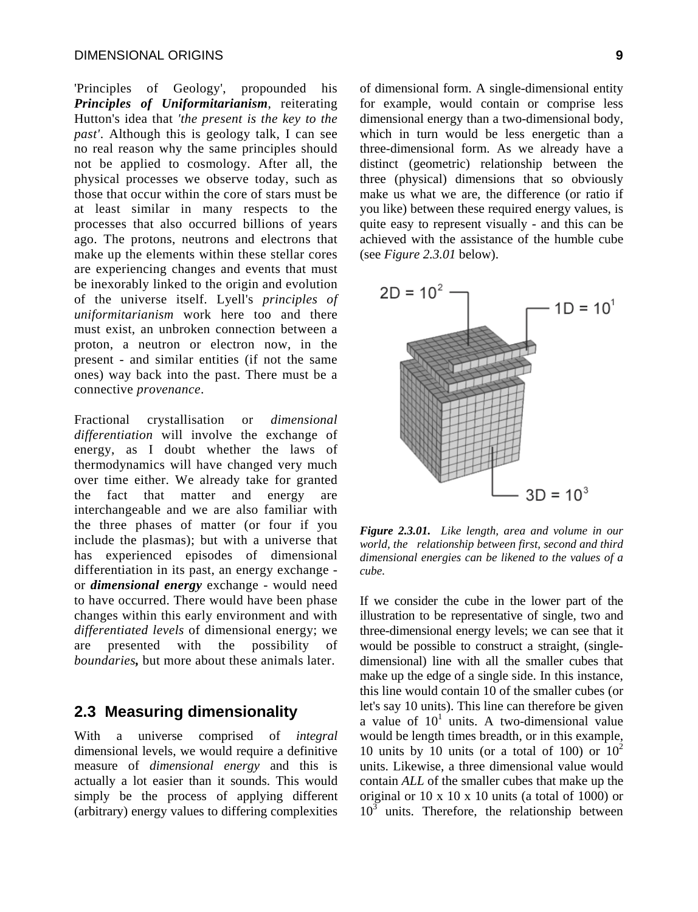'Principles of Geology', propounded his ***Principles of Uniformitarianism***, reiterating Hutton's idea that *'the present is the key to the past'*. Although this is geology talk, I can see no real reason why the same principles should not be applied to cosmology. After all, the physical processes we observe today, such as those that occur within the core of stars must be at least similar in many respects to the processes that also occurred billions of years ago. The protons, neutrons and electrons that make up the elements within these stellar cores are experiencing changes and events that must be inexorably linked to the origin and evolution of the universe itself. Lyell's *principles of uniformitarianism* work here too and there must exist, an unbroken connection between a proton, a neutron or electron now, in the present - and similar entities (if not the same ones) way back into the past. There must be a connective *provenance*.

Fractional crystallisation or *dimensional differentiation* will involve the exchange of energy, as I doubt whether the laws of thermodynamics will have changed very much over time either. We already take for granted the fact that matter and energy are interchangeable and we are also familiar with the three phases of matter (or four if you include the plasmas); but with a universe that has experienced episodes of dimensional differentiation in its past, an energy exchange - or ***dimensional energy*** exchange - would need to have occurred. There would have been phase changes within this early environment and with *differentiated levels* of dimensional energy; we are presented with the possibility of *boundaries***,** but more about these animals later.

## 2.3 Measuring dimensionality

With a universe comprised of *integral* dimensional levels, we would require a definitive measure of *dimensional energy* and this is actually a lot easier than it sounds. This would simply be the process of applying different (arbitrary) energy values to differing complexities of dimensional form. A single-dimensional entity for example, would contain or comprise less dimensional energy than a two-dimensional body, which in turn would be less energetic than a three-dimensional form. As we already have a distinct (geometric) relationship between the three (physical) dimensions that so obviously make us what we are, the difference (or ratio if you like) between these required energy values, is quite easy to represent visually - and this can be achieved with the assistance of the humble cube (see *Figure 2.3.01* below).

2D = $10^2$

1D = $10^1$

3D = $10^3$

***Figure 2.3.01.*** *Like length, area and volume in our world, the relationship between first, second and third dimensional energies can be likened to the values of a cube.*

If we consider the cube in the lower part of the illustration to be representative of single, two and three-dimensional energy levels; we can see that it would be possible to construct a straight, (single-dimensional) line with all the smaller cubes that make up the edge of a single side. In this instance, this line would contain 10 of the smaller cubes (or let's say 10 units). This line can therefore be given a value of $10^1$ units. A two-dimensional value would be length times breadth, or in this example, 10 units by 10 units (or a total of 100) or $10^2$ units. Likewise, a three dimensional value would contain *ALL* of the smaller cubes that make up the original or 10 x 10 x 10 units (a total of 1000) or $10^3$ units. Therefore, the relationship between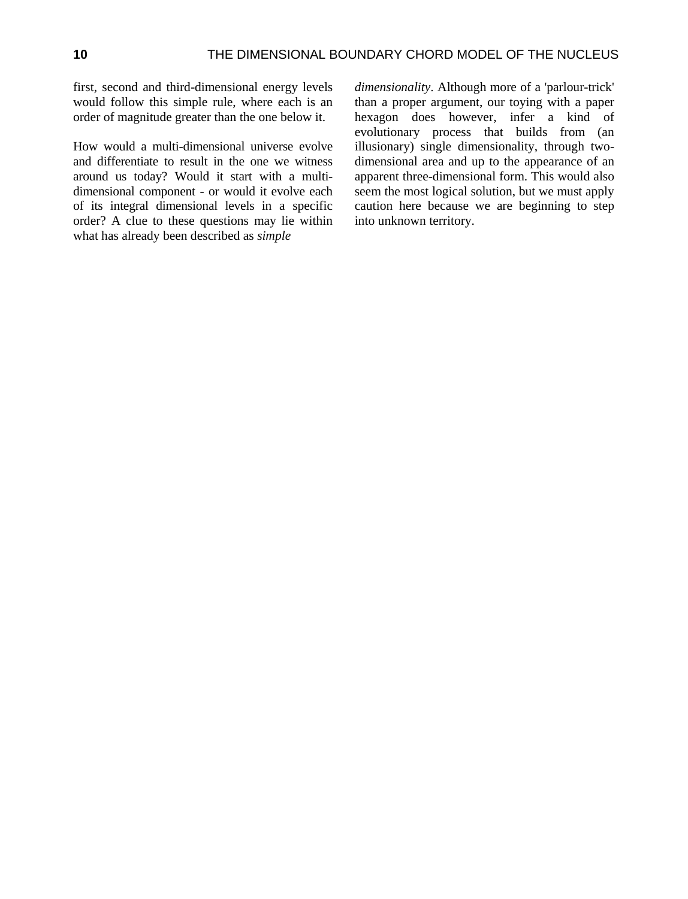first, second and third-dimensional energy levels would follow this simple rule, where each is an order of magnitude greater than the one below it.

How would a multi-dimensional universe evolve and differentiate to result in the one we witness around us today? Would it start with a multi-dimensional component - or would it evolve each of its integral dimensional levels in a specific order? A clue to these questions may lie within what has already been described as *simple dimensionality*. Although more of a 'parlour-trick' than a proper argument, our toying with a paper hexagon does however, infer a kind of evolutionary process that builds from (an illusionary) single dimensionality, through two-dimensional area and up to the appearance of an apparent three-dimensional form. This would also seem the most logical solution, but we must apply caution here because we are beginning to step into unknown territory.